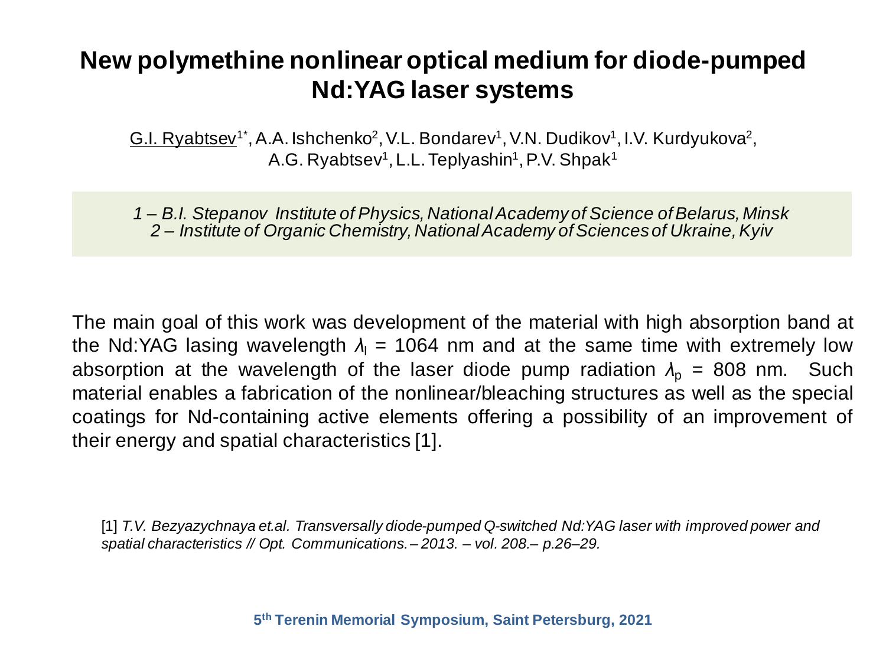# New polymethine nonlinear optical medium for diode-pumped Nd:YAG laser systems

G.I. Ryabtsev[1*], A.A. Ishchenko[2], V.L. Bondarev[1], V.N. Dudikov[1], I.V. Kurdyukova[2], A.G. Ryabtsev[1], L.L. Teplyashin[1], P.V. Shpak[1]

*1 – B.I. Stepanov Institute of Physics, National Academy of Science of Belarus, Minsk*
*2 – Institute of Organic Chemistry, National Academy of Sciences of Ukraine, Kyiv*

The main goal of this work was development of the material with high absorption band at the Nd:YAG lasing wavelength $\lambda_l$ = 1064 nm and at the same time with extremely low absorption at the wavelength of the laser diode pump radiation $\lambda_p$ = 808 nm. Such material enables a fabrication of the nonlinear/bleaching structures as well as the special coatings for Nd-containing active elements offering a possibility of an improvement of their energy and spatial characteristics [1].

[1] *T.V. Bezyazychnaya et.al. Transversally diode-pumped Q-switched Nd:YAG laser with improved power and spatial characteristics // Opt. Communications. – 2013. – vol. 208.– p.26–29.*

**5th Terenin Memorial Symposium, Saint Petersburg, 2021**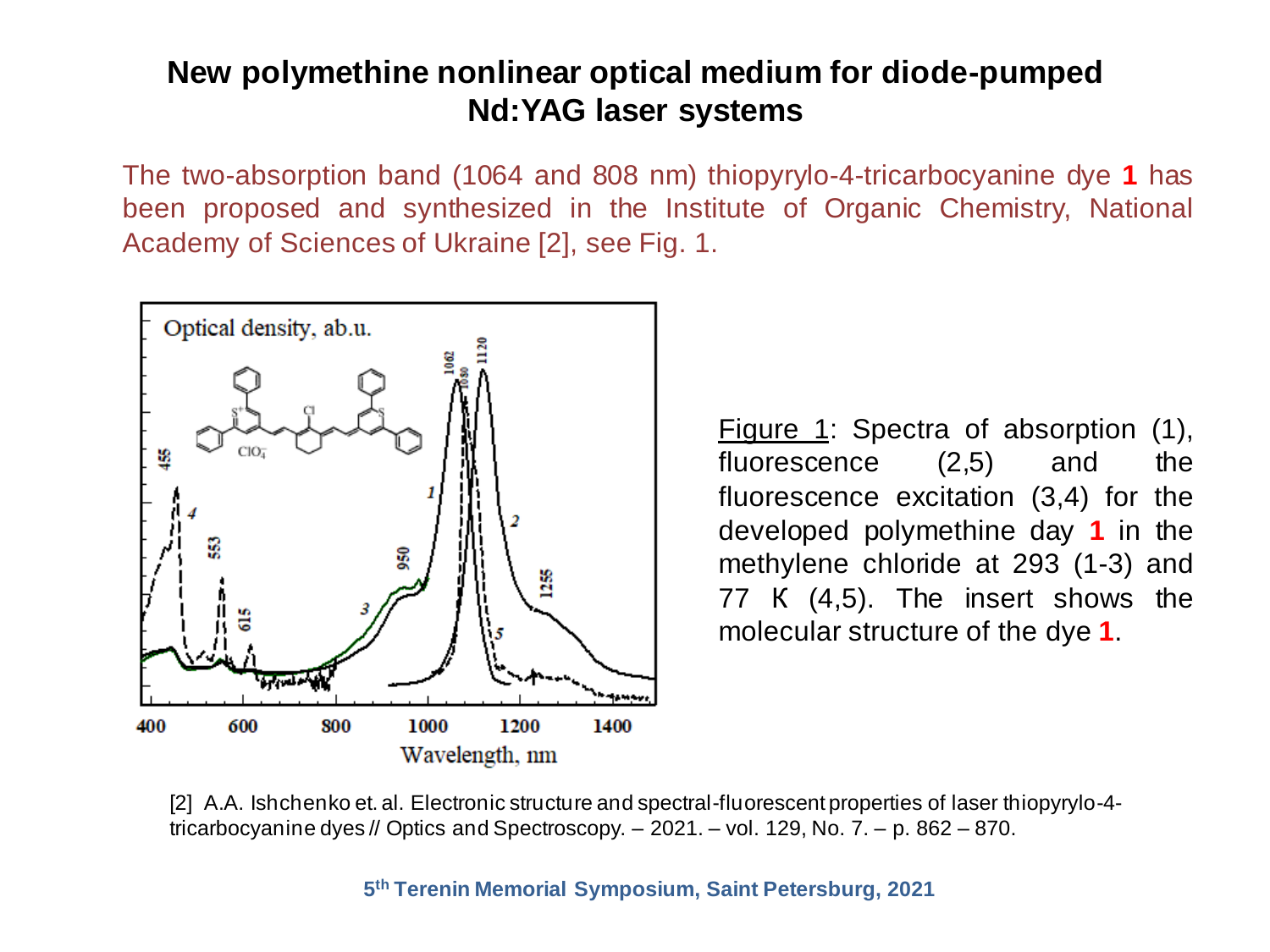## New polymethine nonlinear optical medium for diode-pumped Nd:YAG laser systems

The two-absorption band (1064 and 808 nm) thiopyrylo-4-tricarbocyanine dye **1** has been proposed and synthesized in the Institute of Organic Chemistry, National Academy of Sciences of Ukraine [2], see Fig. 1.

Figure 1: Spectra of absorption (1), fluorescence (2,5) and the fluorescence excitation (3,4) for the developed polymethine day **1** in the methylene chloride at 293 (1-3) and 77 K (4,5). The insert shows the molecular structure of the dye **1**.

[2] A.A. Ishchenko et. al. Electronic structure and spectral-fluorescent properties of laser thiopyrylo-4-tricarbocyanine dyes // Optics and Spectroscopy. – 2021. – vol. 129, No. 7. – p. 862 – 870.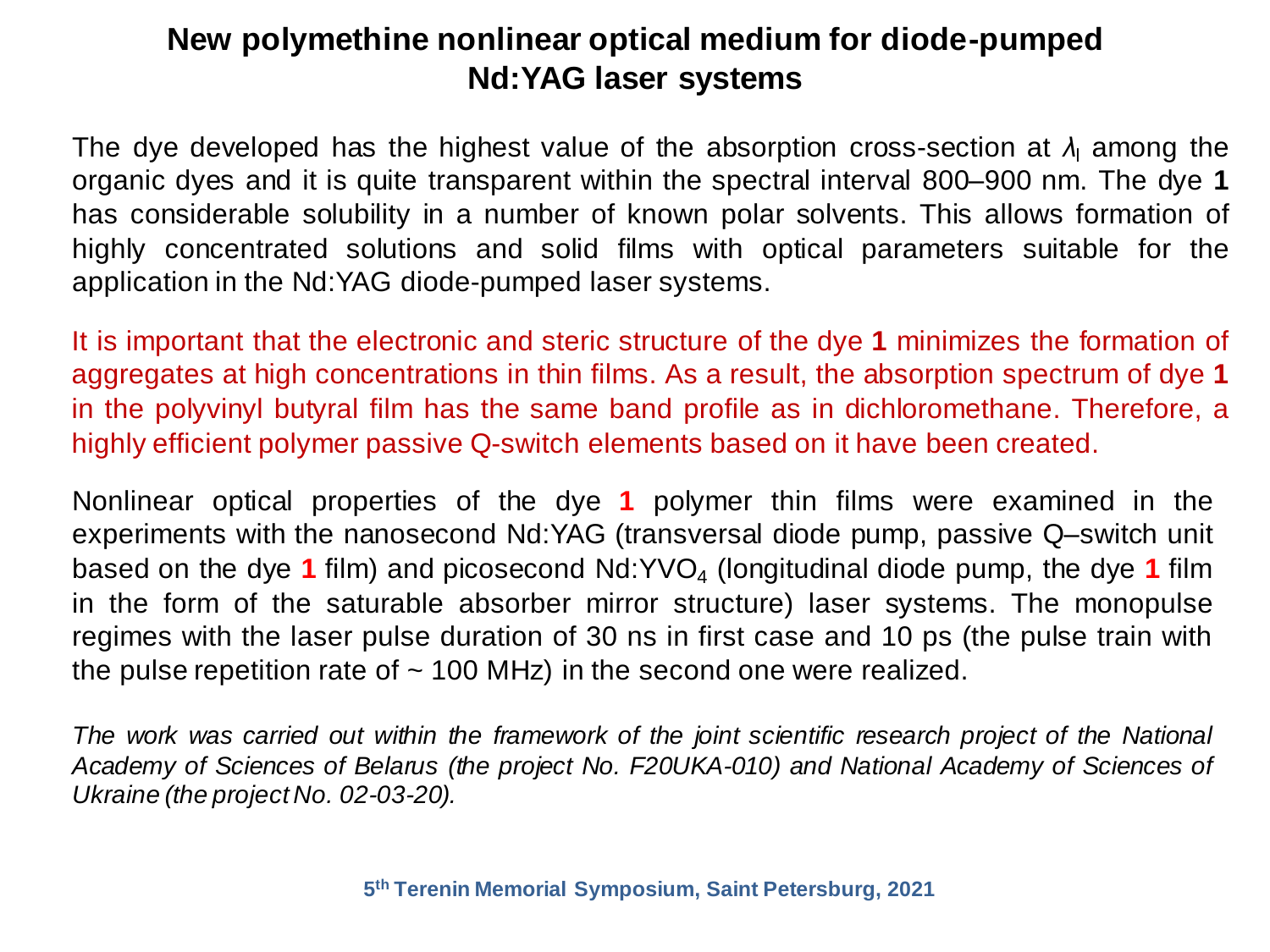# New polymethine nonlinear optical medium for diode-pumped Nd:YAG laser systems

The dye developed has the highest value of the absorption cross-section at $\lambda_l$ among the organic dyes and it is quite transparent within the spectral interval 800–900 nm. The dye **1** has considerable solubility in a number of known polar solvents. This allows formation of highly concentrated solutions and solid films with optical parameters suitable for the application in the Nd:YAG diode-pumped laser systems.

It is important that the electronic and steric structure of the dye **1** minimizes the formation of aggregates at high concentrations in thin films. As a result, the absorption spectrum of dye **1** in the polyvinyl butyral film has the same band profile as in dichloromethane. Therefore, a highly efficient polymer passive Q-switch elements based on it have been created.

Nonlinear optical properties of the dye **1** polymer thin films were examined in the experiments with the nanosecond Nd:YAG (transversal diode pump, passive Q–switch unit based on the dye **1** film) and picosecond Nd:$YVO_4$ (longitudinal diode pump, the dye **1** film in the form of the saturable absorber mirror structure) laser systems. The monopulse regimes with the laser pulse duration of 30 ns in first case and 10 ps (the pulse train with the pulse repetition rate of ~ 100 MHz) in the second one were realized.

*The work was carried out within the framework of the joint scientific research project of the National Academy of Sciences of Belarus (the project No. F20UKA-010) and National Academy of Sciences of Ukraine (the project No. 02-03-20).*